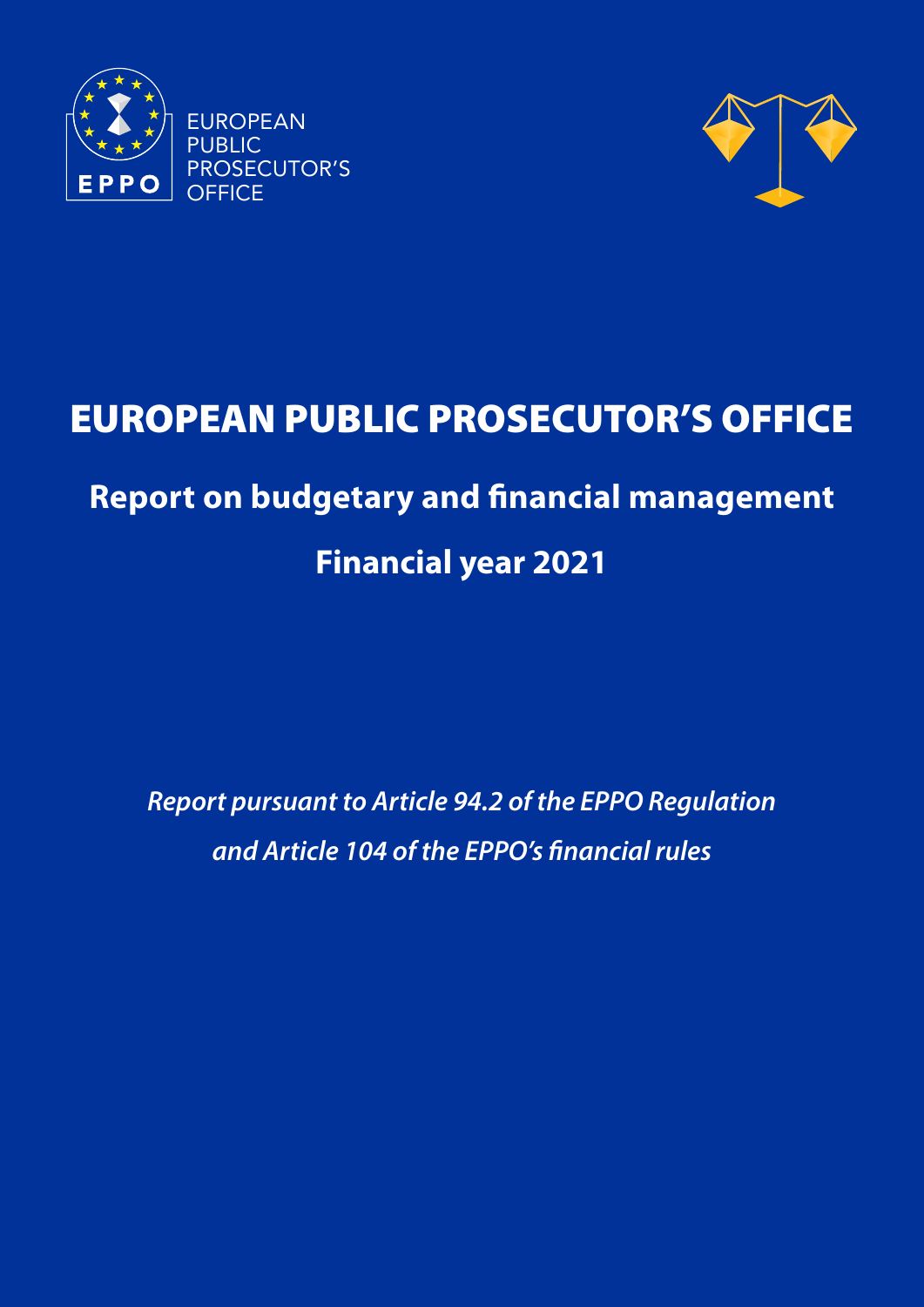EUROPEAN PUBLIC PROSECUTOR'S OFFICE

# EUROPEAN PUBLIC PROSECUTOR'S OFFICE

## Report on budgetary and financial management

## Financial year 2021

*Report pursuant to Article 94.2 of the EPPO Regulation and Article 104 of the EPPO's financial rules*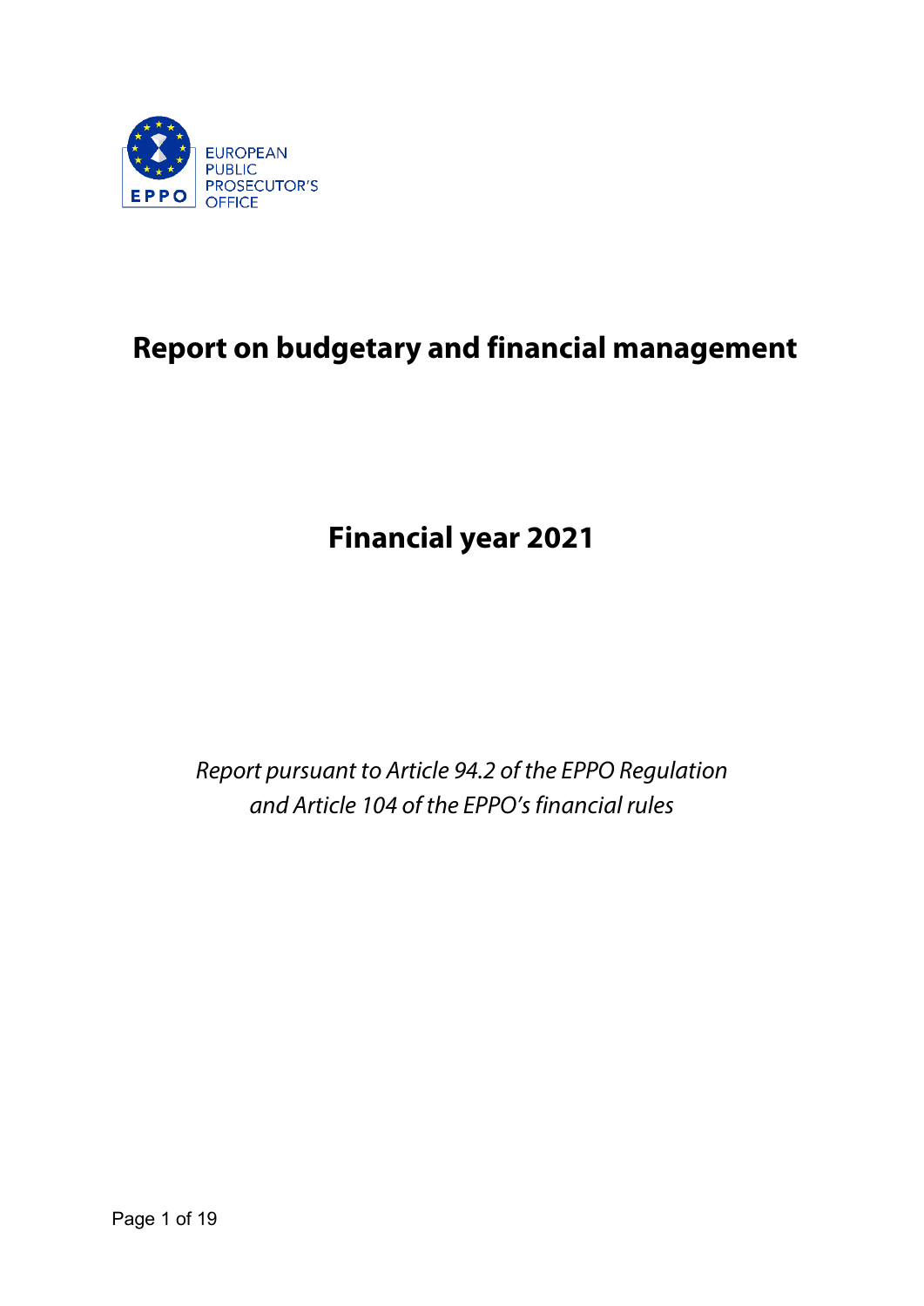EUROPEAN PUBLIC PROSECUTOR'S OFFICE

# Report on budgetary and financial management

# Financial year 2021

*Report pursuant to Article 94.2 of the EPPO Regulation and Article 104 of the EPPO's financial rules*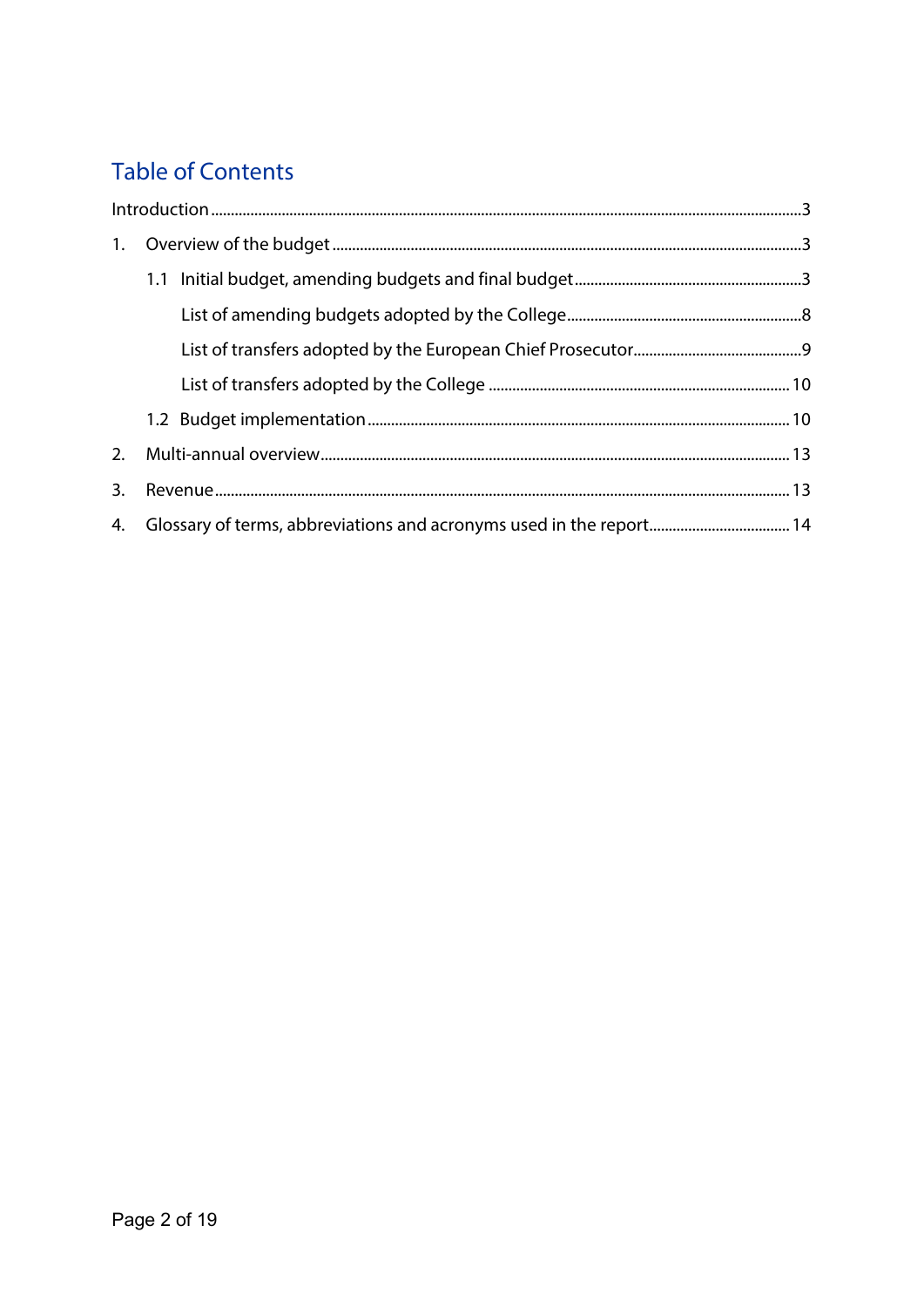# Table of Contents

Introduction ..... 3

1. Overview of the budget ..... 3
    - 1.1 Initial budget, amending budgets and final budget ..... 3
        - List of amending budgets adopted by the College ..... 8
        - List of transfers adopted by the European Chief Prosecutor ..... 9
        - List of transfers adopted by the College ..... 10
    - 1.2 Budget implementation ..... 10
2. Multi-annual overview ..... 13
3. Revenue ..... 13
4. Glossary of terms, abbreviations and acronyms used in the report ..... 14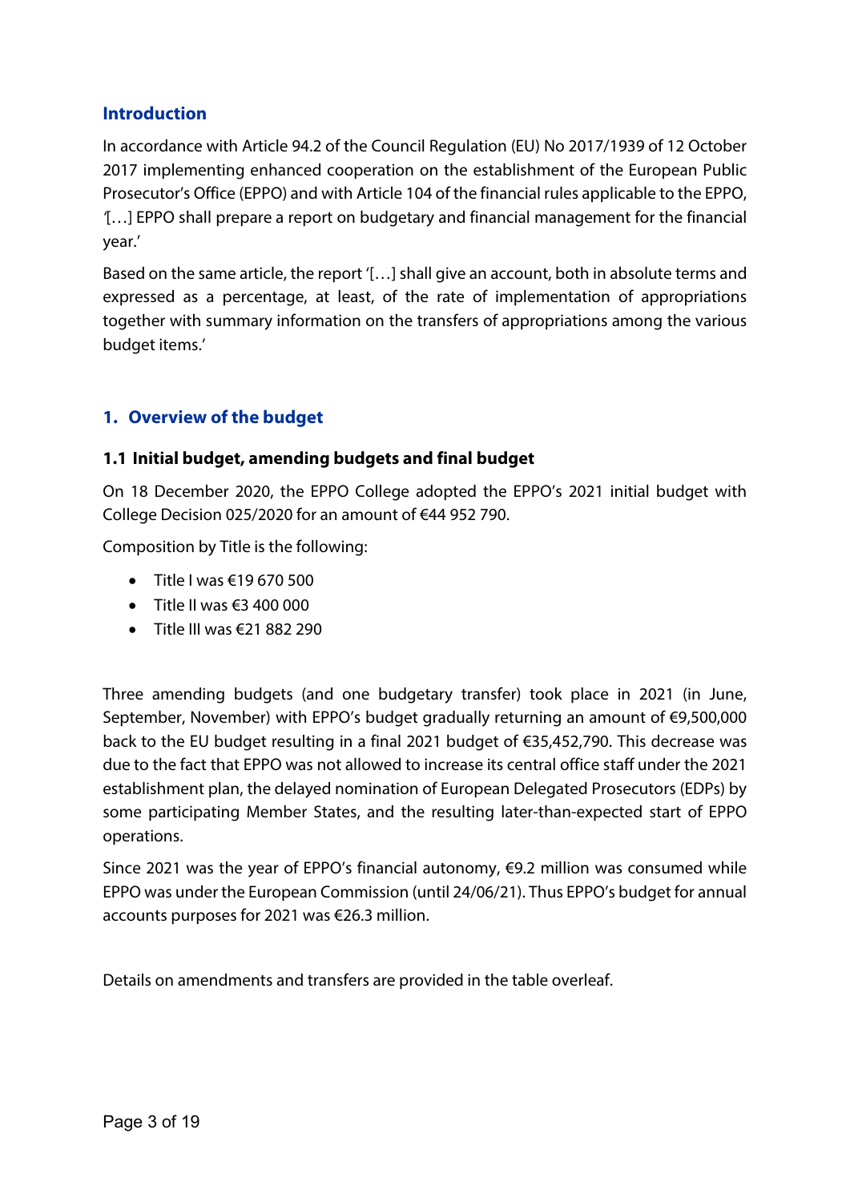## Introduction

In accordance with Article 94.2 of the Council Regulation (EU) No 2017/1939 of 12 October 2017 implementing enhanced cooperation on the establishment of the European Public Prosecutor's Office (EPPO) and with Article 104 of the financial rules applicable to the EPPO, '[…] EPPO shall prepare a report on budgetary and financial management for the financial year.'

Based on the same article, the report '[…] shall give an account, both in absolute terms and expressed as a percentage, at least, of the rate of implementation of appropriations together with summary information on the transfers of appropriations among the various budget items.'

## 1. Overview of the budget

### 1.1 Initial budget, amending budgets and final budget

On 18 December 2020, the EPPO College adopted the EPPO's 2021 initial budget with College Decision 025/2020 for an amount of €44 952 790.

Composition by Title is the following:

- Title I was €19 670 500
- Title II was €3 400 000
- Title III was €21 882 290

Three amending budgets (and one budgetary transfer) took place in 2021 (in June, September, November) with EPPO's budget gradually returning an amount of €9,500,000 back to the EU budget resulting in a final 2021 budget of €35,452,790. This decrease was due to the fact that EPPO was not allowed to increase its central office staff under the 2021 establishment plan, the delayed nomination of European Delegated Prosecutors (EDPs) by some participating Member States, and the resulting later-than-expected start of EPPO operations.

Since 2021 was the year of EPPO's financial autonomy, €9.2 million was consumed while EPPO was under the European Commission (until 24/06/21). Thus EPPO's budget for annual accounts purposes for 2021 was €26.3 million.

Details on amendments and transfers are provided in the table overleaf.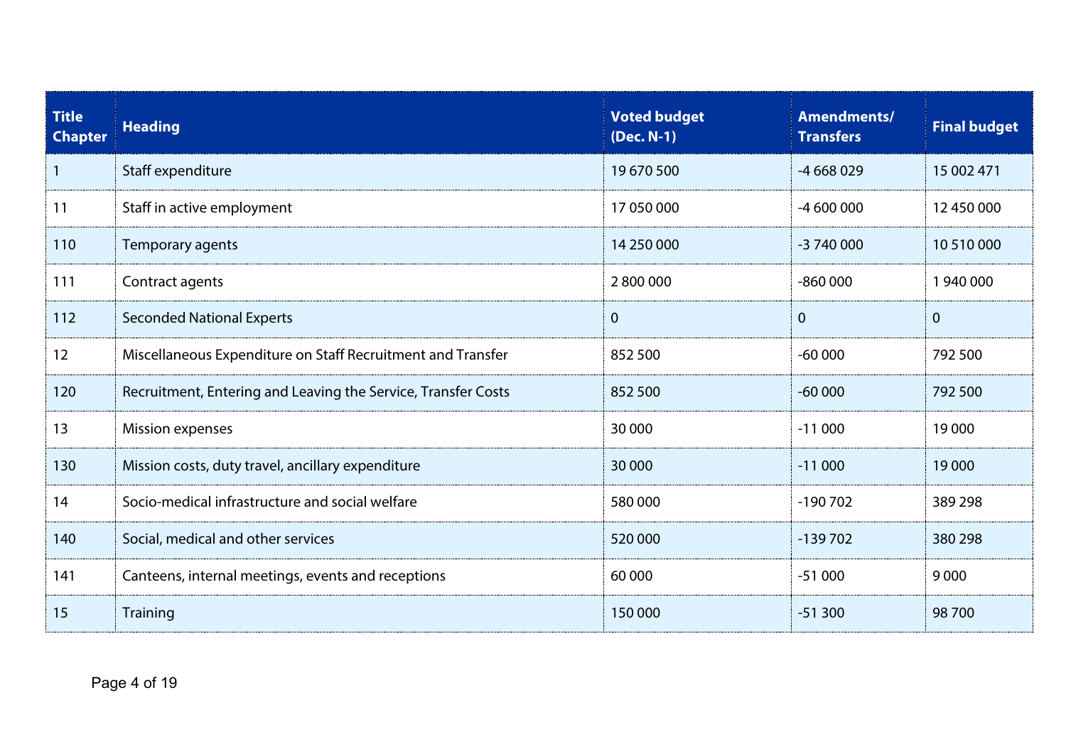| Title Chapter | Heading | Voted budget (Dec. N-1) | Amendments/ Transfers | Final budget |
|---|---|---|---|---|
| 1 | Staff expenditure | 19 670 500 | -4 668 029 | 15 002 471 |
| 11 | Staff in active employment | 17 050 000 | -4 600 000 | 12 450 000 |
| 110 | Temporary agents | 14 250 000 | -3 740 000 | 10 510 000 |
| 111 | Contract agents | 2 800 000 | -860 000 | 1 940 000 |
| 112 | Seconded National Experts | 0 | 0 | 0 |
| 12 | Miscellaneous Expenditure on Staff Recruitment and Transfer | 852 500 | -60 000 | 792 500 |
| 120 | Recruitment, Entering and Leaving the Service, Transfer Costs | 852 500 | -60 000 | 792 500 |
| 13 | Mission expenses | 30 000 | -11 000 | 19 000 |
| 130 | Mission costs, duty travel, ancillary expenditure | 30 000 | -11 000 | 19 000 |
| 14 | Socio-medical infrastructure and social welfare | 580 000 | -190 702 | 389 298 |
| 140 | Social, medical and other services | 520 000 | -139 702 | 380 298 |
| 141 | Canteens, internal meetings, events and receptions | 60 000 | -51 000 | 9 000 |
| 15 | Training | 150 000 | -51 300 | 98 700 |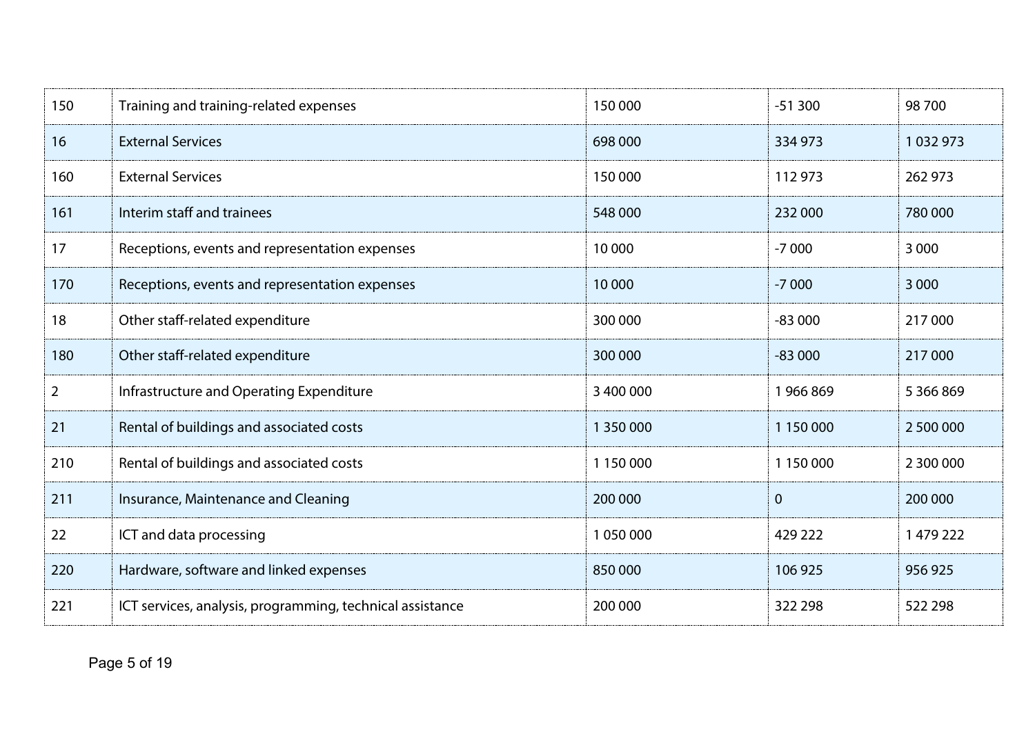| | | | | |
|---|---|---|---|---|
| 150 | Training and training-related expenses | 150 000 | -51 300 | 98 700 |
| 16 | External Services | 698 000 | 334 973 | 1 032 973 |
| 160 | External Services | 150 000 | 112 973 | 262 973 |
| 161 | Interim staff and trainees | 548 000 | 232 000 | 780 000 |
| 17 | Receptions, events and representation expenses | 10 000 | -7 000 | 3 000 |
| 170 | Receptions, events and representation expenses | 10 000 | -7 000 | 3 000 |
| 18 | Other staff-related expenditure | 300 000 | -83 000 | 217 000 |
| 180 | Other staff-related expenditure | 300 000 | -83 000 | 217 000 |
| 2 | Infrastructure and Operating Expenditure | 3 400 000 | 1 966 869 | 5 366 869 |
| 21 | Rental of buildings and associated costs | 1 350 000 | 1 150 000 | 2 500 000 |
| 210 | Rental of buildings and associated costs | 1 150 000 | 1 150 000 | 2 300 000 |
| 211 | Insurance, Maintenance and Cleaning | 200 000 | 0 | 200 000 |
| 22 | ICT and data processing | 1 050 000 | 429 222 | 1 479 222 |
| 220 | Hardware, software and linked expenses | 850 000 | 106 925 | 956 925 |
| 221 | ICT services, analysis, programming, technical assistance | 200 000 | 322 298 | 522 298 |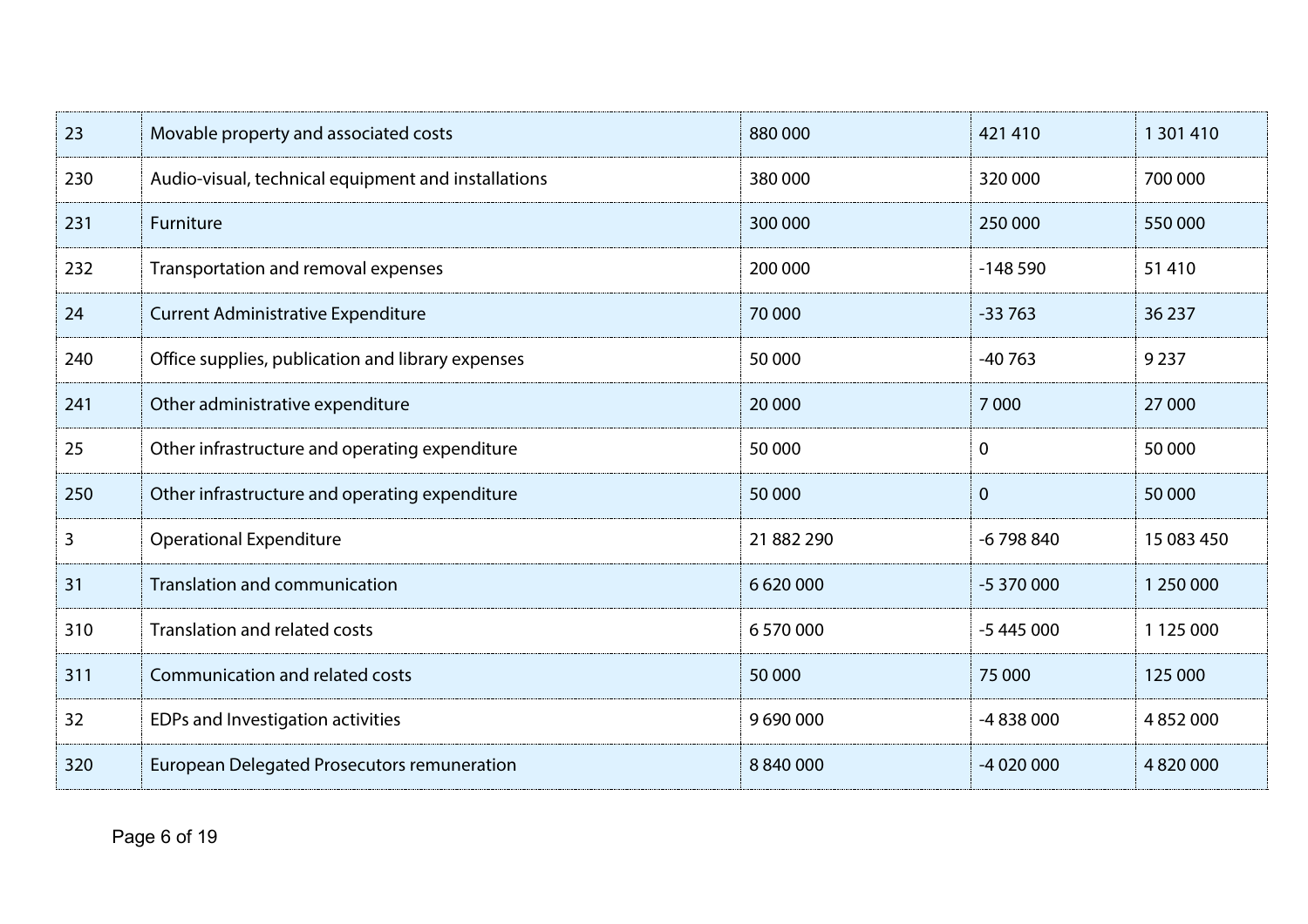| | | | | |
|---|---|---|---|---|
| 23 | Movable property and associated costs | 880 000 | 421 410 | 1 301 410 |
| 230 | Audio-visual, technical equipment and installations | 380 000 | 320 000 | 700 000 |
| 231 | Furniture | 300 000 | 250 000 | 550 000 |
| 232 | Transportation and removal expenses | 200 000 | -148 590 | 51 410 |
| 24 | Current Administrative Expenditure | 70 000 | -33 763 | 36 237 |
| 240 | Office supplies, publication and library expenses | 50 000 | -40 763 | 9 237 |
| 241 | Other administrative expenditure | 20 000 | 7 000 | 27 000 |
| 25 | Other infrastructure and operating expenditure | 50 000 | 0 | 50 000 |
| 250 | Other infrastructure and operating expenditure | 50 000 | 0 | 50 000 |
| 3 | Operational Expenditure | 21 882 290 | -6 798 840 | 15 083 450 |
| 31 | Translation and communication | 6 620 000 | -5 370 000 | 1 250 000 |
| 310 | Translation and related costs | 6 570 000 | -5 445 000 | 1 125 000 |
| 311 | Communication and related costs | 50 000 | 75 000 | 125 000 |
| 32 | EDPs and Investigation activities | 9 690 000 | -4 838 000 | 4 852 000 |
| 320 | European Delegated Prosecutors remuneration | 8 840 000 | -4 020 000 | 4 820 000 |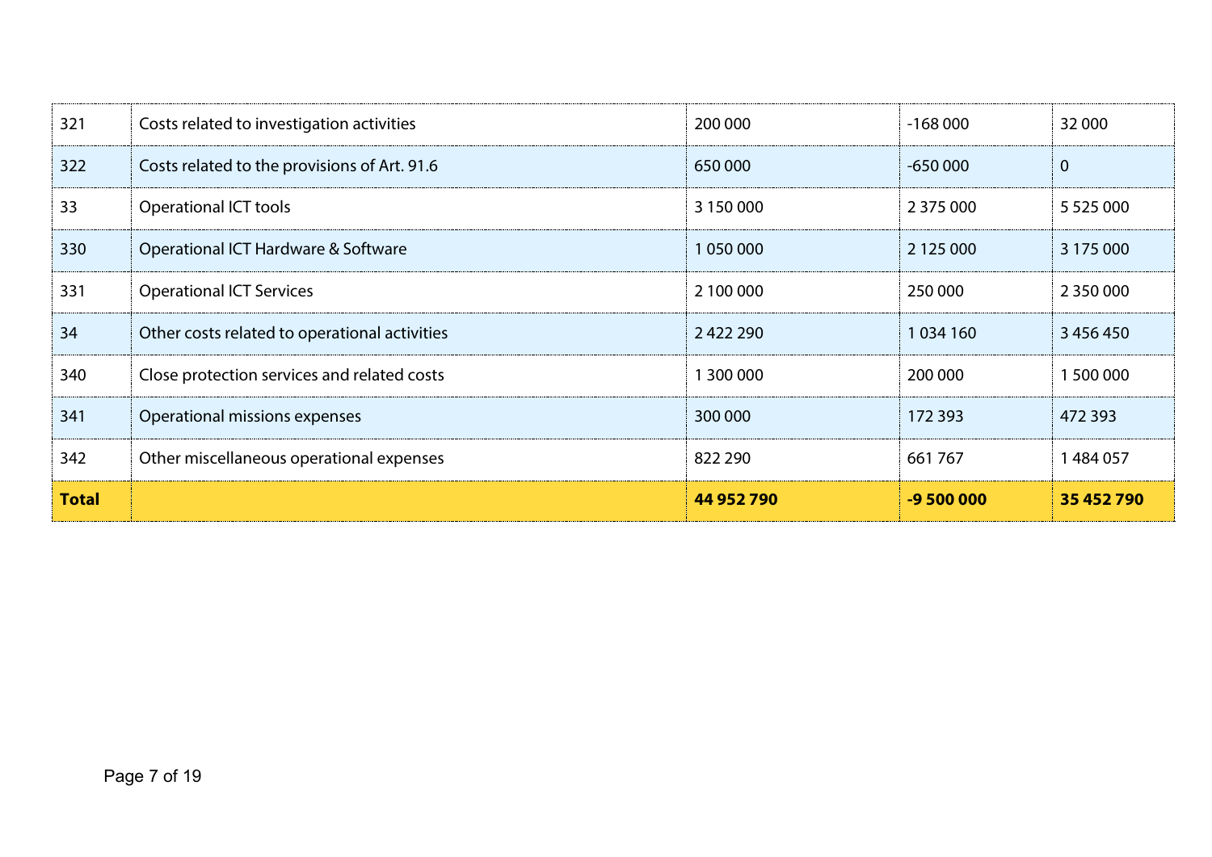| | | | | |
|---|---|---|---|---|
| 321 | Costs related to investigation activities | 200 000 | -168 000 | 32 000 |
| 322 | Costs related to the provisions of Art. 91.6 | 650 000 | -650 000 | 0 |
| 33 | Operational ICT tools | 3 150 000 | 2 375 000 | 5 525 000 |
| 330 | Operational ICT Hardware & Software | 1 050 000 | 2 125 000 | 3 175 000 |
| 331 | Operational ICT Services | 2 100 000 | 250 000 | 2 350 000 |
| 34 | Other costs related to operational activities | 2 422 290 | 1 034 160 | 3 456 450 |
| 340 | Close protection services and related costs | 1 300 000 | 200 000 | 1 500 000 |
| 341 | Operational missions expenses | 300 000 | 172 393 | 472 393 |
| 342 | Other miscellaneous operational expenses | 822 290 | 661 767 | 1 484 057 |
| **Total** | | **44 952 790** | **-9 500 000** | **35 452 790** |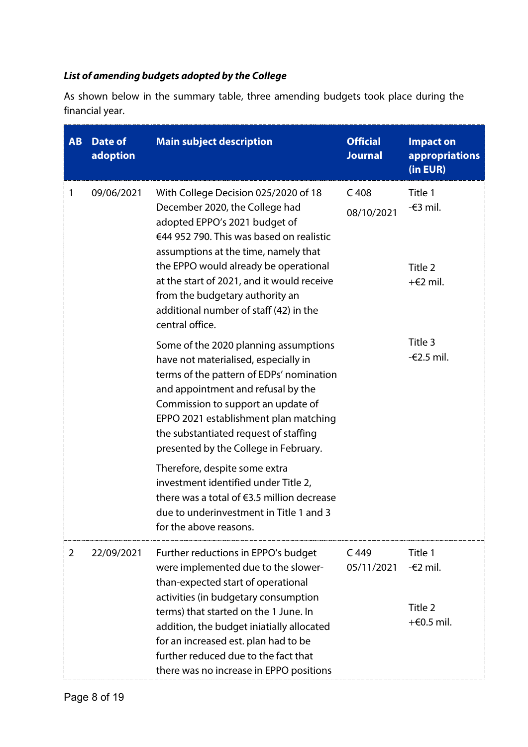***List of amending budgets adopted by the College***

As shown below in the summary table, three amending budgets took place during the financial year.

| AB | Date of adoption | Main subject description | Official Journal | Impact on appropriations (in EUR) |
|---|---|---|---|---|
| 1 | 09/06/2021 | With College Decision 025/2020 of 18 December 2020, the College had adopted EPPO's 2021 budget of €44 952 790. This was based on realistic assumptions at the time, namely that the EPPO would already be operational at the start of 2021, and it would receive from the budgetary authority an additional number of staff (42) in the central office.<br><br>Some of the 2020 planning assumptions have not materialised, especially in terms of the pattern of EDPs' nomination and appointment and refusal by the Commission to support an update of EPPO 2021 establishment plan matching the substantiated request of staffing presented by the College in February.<br><br>Therefore, despite some extra investment identified under Title 2, there was a total of €3.5 million decrease due to underinvestment in Title 1 and 3 for the above reasons. | C 408<br>08/10/2021 | Title 1<br>-€3 mil.<br><br>Title 2<br>+€2 mil.<br><br>Title 3<br>-€2.5 mil. |
| 2 | 22/09/2021 | Further reductions in EPPO's budget were implemented due to the slower-than-expected start of operational activities (in budgetary consumption terms) that started on the 1 June. In addition, the budget iniatially allocated for an increased est. plan had to be further reduced due to the fact that there was no increase in EPPO positions | C 449<br>05/11/2021 | Title 1<br>-€2 mil.<br><br>Title 2<br>+€0.5 mil. |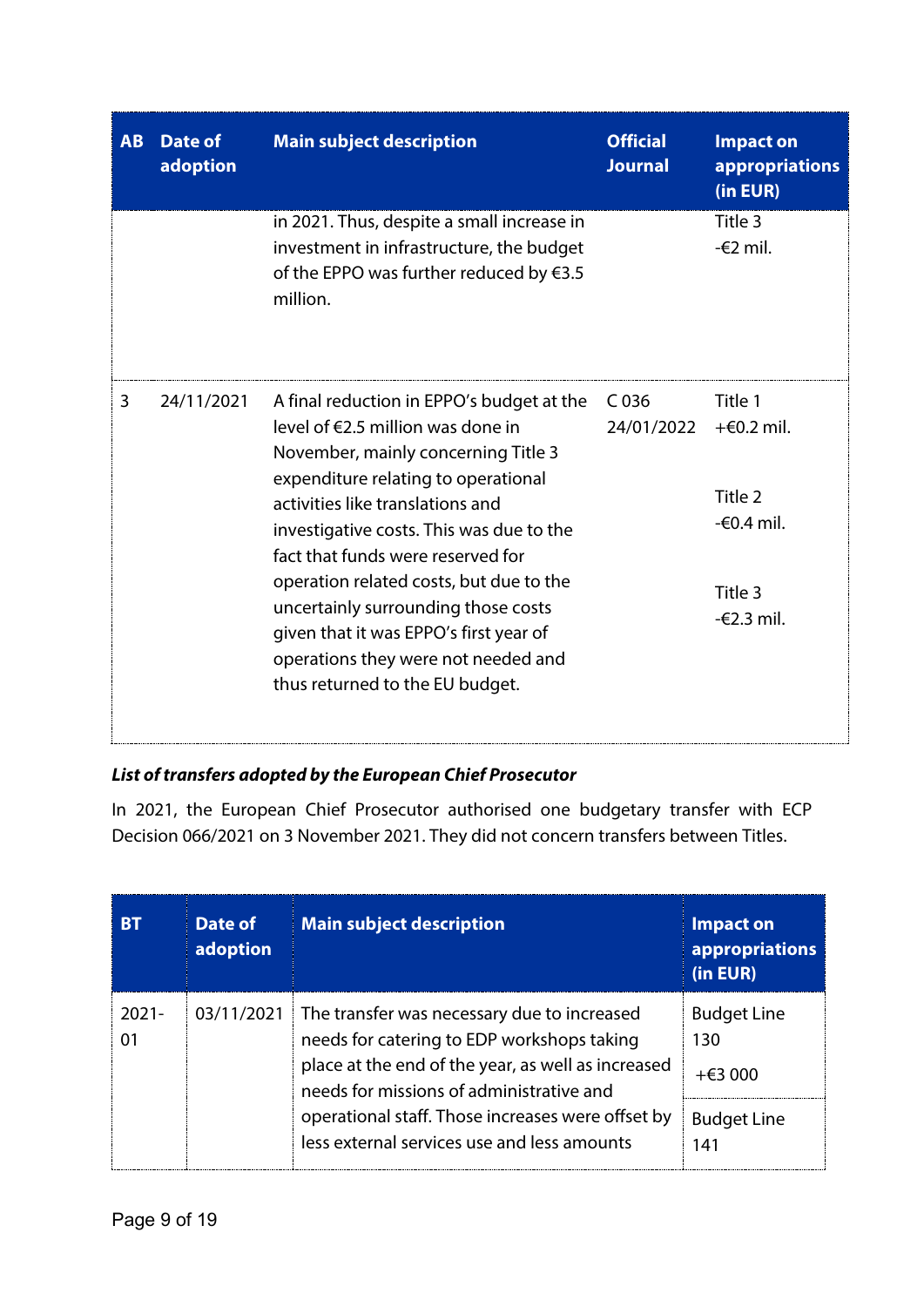| AB | Date of adoption | Main subject description | Official Journal | Impact on appropriations (in EUR) |
|---|---|---|---|---|
| | | in 2021. Thus, despite a small increase in investment in infrastructure, the budget of the EPPO was further reduced by €3.5 million. | | Title 3<br>-€2 mil. |
| 3 | 24/11/2021 | A final reduction in EPPO's budget at the level of €2.5 million was done in November, mainly concerning Title 3 expenditure relating to operational activities like translations and investigative costs. This was due to the fact that funds were reserved for operation related costs, but due to the uncertainly surrounding those costs given that it was EPPO's first year of operations they were not needed and thus returned to the EU budget. | C 036<br>24/01/2022 | Title 1<br>+€0.2 mil.<br><br>Title 2<br>-€0.4 mil.<br><br>Title 3<br>-€2.3 mil. |

***List of transfers adopted by the European Chief Prosecutor***

In 2021, the European Chief Prosecutor authorised one budgetary transfer with ECP Decision 066/2021 on 3 November 2021. They did not concern transfers between Titles.

| BT | Date of adoption | Main subject description | Impact on appropriations (in EUR) |
|---|---|---|---|
| 2021-01 | 03/11/2021 | The transfer was necessary due to increased needs for catering to EDP workshops taking place at the end of the year, as well as increased needs for missions of administrative and operational staff. Those increases were offset by less external services use and less amounts | Budget Line 130<br>+€3 000<br><br>Budget Line 141 |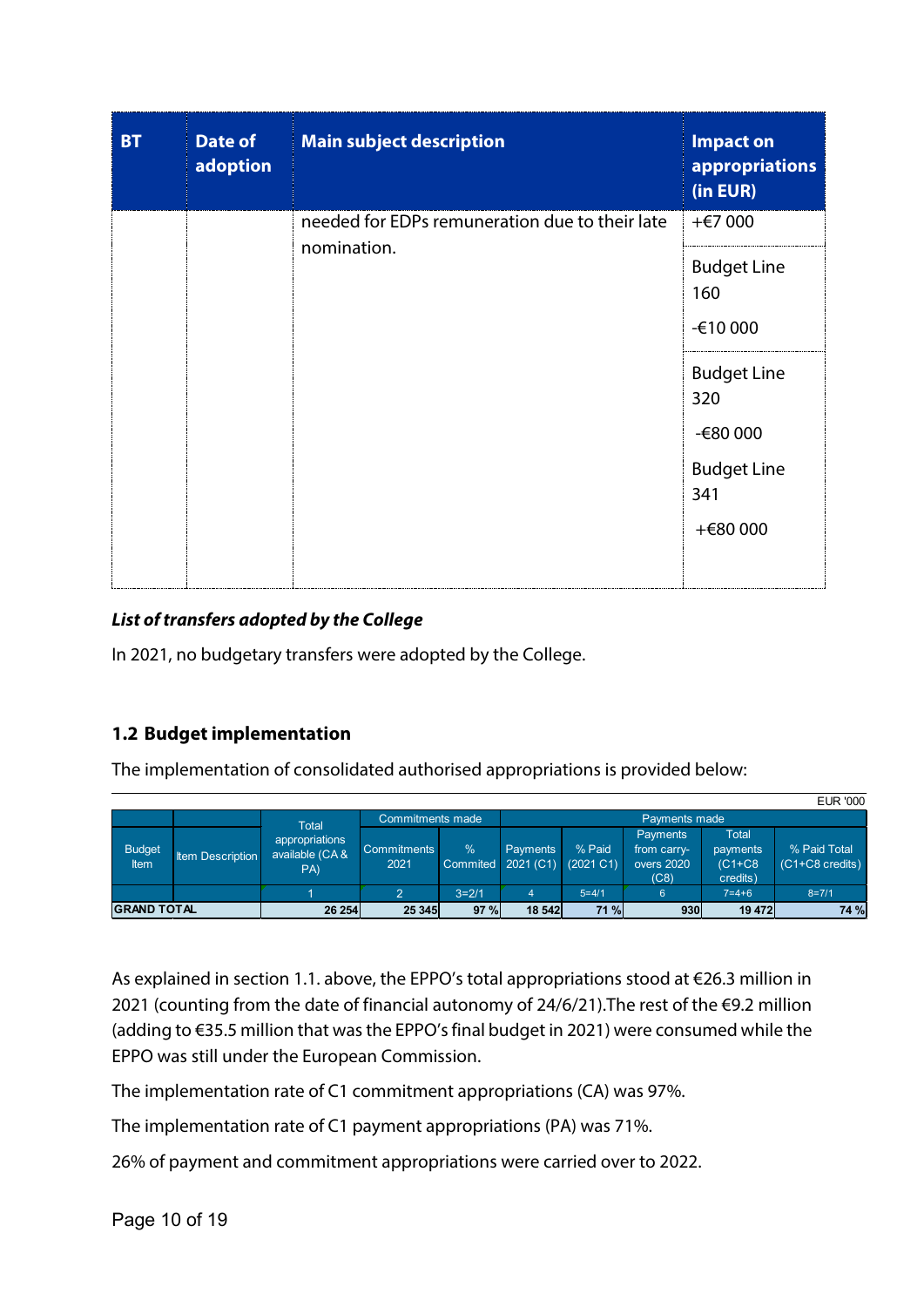| BT | Date of adoption | Main subject description | Impact on appropriations (in EUR) |
|---|---|---|---|
| | | needed for EDPs remuneration due to their late nomination. | +€7 000 |
| | | | Budget Line 160<br><br>-€10 000 |
| | | | Budget Line 320<br><br>-€80 000<br><br>Budget Line 341<br><br>+€80 000 |

***List of transfers adopted by the College***

In 2021, no budgetary transfers were adopted by the College.

## 1.2 Budget implementation

The implementation of consolidated authorised appropriations is provided below:

EUR '000

| Budget Item | Item Description | Total appropriations available (CA & PA) | Commitments made | | Payments made | | | | |
|---|---|---|---|---|---|---|---|---|---|
| | | | Commitments 2021 | % Commited | Payments 2021 (C1) | % Paid (2021 C1) | Payments from carry-overs 2020 (C8) | Total payments (C1+C8 credits) | % Paid Total (C1+C8 credits) |
| | | 1 | 2 | 3=2/1 | 4 | 5=4/1 | 6 | 7=4+6 | 8=7/1 |
| GRAND TOTAL | | 26 254 | 25 345 | 97 % | 18 542 | 71 % | 930 | 19 472 | 74 % |

As explained in section 1.1. above, the EPPO's total appropriations stood at €26.3 million in 2021 (counting from the date of financial autonomy of 24/6/21).The rest of the €9.2 million (adding to €35.5 million that was the EPPO's final budget in 2021) were consumed while the EPPO was still under the European Commission.

The implementation rate of C1 commitment appropriations (CA) was 97%.

The implementation rate of C1 payment appropriations (PA) was 71%.

26% of payment and commitment appropriations were carried over to 2022.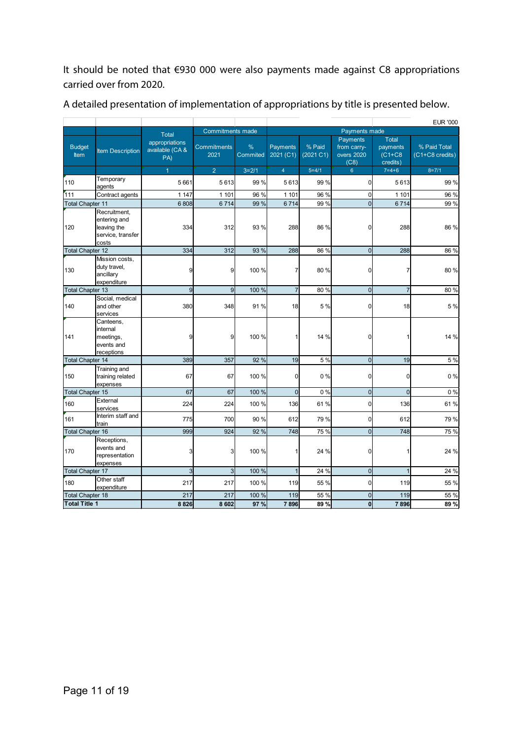It should be noted that €930 000 were also payments made against C8 appropriations carried over from 2020.

A detailed presentation of implementation of appropriations by title is presented below.

EUR '000

| Budget Item | Item Description | Total appropriations available (CA & PA) | Commitments made | | Payments made | | | | |
|---|---|---|---|---|---|---|---|---|---|
| | | | Commitments 2021 | % Commited | Payments 2021 (C1) | % Paid (2021 C1) | Payments from carry-overs 2020 (C8) | Total payments (C1+C8 credits) | % Paid Total (C1+C8 credits) |
| | | 1 | 2 | 3=2/1 | 4 | 5=4/1 | 6 | 7=4+6 | 8=7/1 |
| 110 | Temporary agents | 5 661 | 5 613 | 99 % | 5 613 | 99 % | 0 | 5 613 | 99 % |
| 111 | Contract agents | 1 147 | 1 101 | 96 % | 1 101 | 96 % | 0 | 1 101 | 96 % |
| Total Chapter 11 | | 6 808 | 6 714 | 99 % | 6 714 | 99 % | 0 | 6 714 | 99 % |
| 120 | Recruitment, entering and leaving the service, transfer costs | 334 | 312 | 93 % | 288 | 86 % | 0 | 288 | 86 % |
| Total Chapter 12 | | 334 | 312 | 93 % | 288 | 86 % | 0 | 288 | 86 % |
| 130 | Mission costs, duty travel, ancillary expenditure | 9 | 9 | 100 % | 7 | 80 % | 0 | 7 | 80 % |
| Total Chapter 13 | | 9 | 9 | 100 % | 7 | 80 % | 0 | 7 | 80 % |
| 140 | Social, medical and other services | 380 | 348 | 91 % | 18 | 5 % | 0 | 18 | 5 % |
| 141 | Canteens, internal meetings, events and receptions | 9 | 9 | 100 % | 1 | 14 % | 0 | 1 | 14 % |
| Total Chapter 14 | | 389 | 357 | 92 % | 19 | 5 % | 0 | 19 | 5 % |
| 150 | Training and training related expenses | 67 | 67 | 100 % | 0 | 0 % | 0 | 0 | 0 % |
| Total Chapter 15 | | 67 | 67 | 100 % | 0 | 0 % | 0 | 0 | 0 % |
| 160 | External services | 224 | 224 | 100 % | 136 | 61 % | 0 | 136 | 61 % |
| 161 | Interim staff and train | 775 | 700 | 90 % | 612 | 79 % | 0 | 612 | 79 % |
| Total Chapter 16 | | 999 | 924 | 92 % | 748 | 75 % | 0 | 748 | 75 % |
| 170 | Receptions, events and representation expenses | 3 | 3 | 100 % | 1 | 24 % | 0 | 1 | 24 % |
| Total Chapter 17 | | 3 | 3 | 100 % | 1 | 24 % | 0 | 1 | 24 % |
| 180 | Other staff expenditure | 217 | 217 | 100 % | 119 | 55 % | 0 | 119 | 55 % |
| Total Chapter 18 | | 217 | 217 | 100 % | 119 | 55 % | 0 | 119 | 55 % |
| **Total Title 1** | | **8 826** | **8 602** | **97 %** | **7 896** | **89 %** | **0** | **7 896** | **89 %** |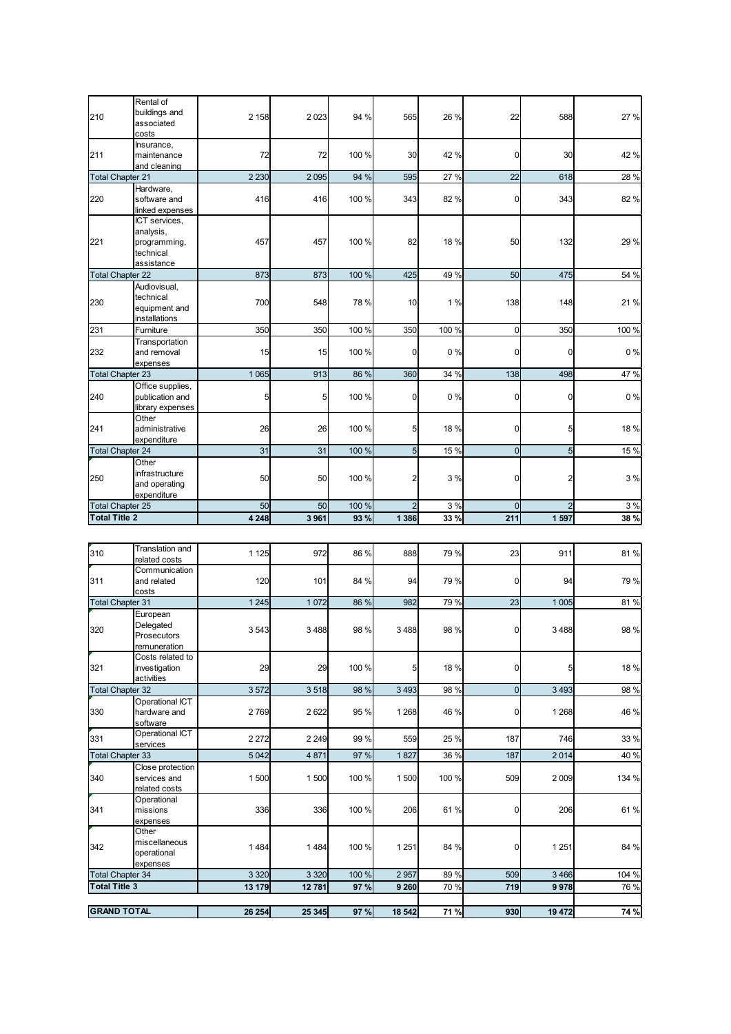| | | | | | | | | | |
|---|---|---|---|---|---|---|---|---|---|
| 210 | Rental of buildings and associated costs | 2 158 | 2 023 | 94 % | 565 | 26 % | 22 | 588 | 27 % |
| 211 | Insurance, maintenance and cleaning | 72 | 72 | 100 % | 30 | 42 % | 0 | 30 | 42 % |
| Total Chapter 21 | | 2 230 | 2 095 | 94 % | 595 | 27 % | 22 | 618 | 28 % |
| 220 | Hardware, software and linked expenses | 416 | 416 | 100 % | 343 | 82 % | 0 | 343 | 82 % |
| 221 | ICT services, analysis, programming, technical assistance | 457 | 457 | 100 % | 82 | 18 % | 50 | 132 | 29 % |
| Total Chapter 22 | | 873 | 873 | 100 % | 425 | 49 % | 50 | 475 | 54 % |
| 230 | Audiovisual, technical equipment and installations | 700 | 548 | 78 % | 10 | 1 % | 138 | 148 | 21 % |
| 231 | Furniture | 350 | 350 | 100 % | 350 | 100 % | 0 | 350 | 100 % |
| 232 | Transportation and removal expenses | 15 | 15 | 100 % | 0 | 0 % | 0 | 0 | 0 % |
| Total Chapter 23 | | 1 065 | 913 | 86 % | 360 | 34 % | 138 | 498 | 47 % |
| 240 | Office supplies, publication and library expenses | 5 | 5 | 100 % | 0 | 0 % | 0 | 0 | 0 % |
| 241 | Other administrative expenditure | 26 | 26 | 100 % | 5 | 18 % | 0 | 5 | 18 % |
| Total Chapter 24 | | 31 | 31 | 100 % | 5 | 15 % | 0 | 5 | 15 % |
| 250 | Other infrastructure and operating expenditure | 50 | 50 | 100 % | 2 | 3 % | 0 | 2 | 3 % |
| Total Chapter 25 | | 50 | 50 | 100 % | 2 | 3 % | 0 | 2 | 3 % |
| **Total Title 2** | | **4 248** | **3 961** | **93 %** | **1 386** | **33 %** | **211** | **1 597** | **38 %** |

| | | | | | | | | | |
|---|---|---|---|---|---|---|---|---|---|
| 310 | Translation and related costs | 1 125 | 972 | 86 % | 888 | 79 % | 23 | 911 | 81 % |
| 311 | Communication and related costs | 120 | 101 | 84 % | 94 | 79 % | 0 | 94 | 79 % |
| Total Chapter 31 | | 1 245 | 1 072 | 86 % | 982 | 79 % | 23 | 1 005 | 81 % |
| 320 | European Delegated Prosecutors remuneration | 3 543 | 3 488 | 98 % | 3 488 | 98 % | 0 | 3 488 | 98 % |
| 321 | Costs related to investigation activities | 29 | 29 | 100 % | 5 | 18 % | 0 | 5 | 18 % |
| Total Chapter 32 | | 3 572 | 3 518 | 98 % | 3 493 | 98 % | 0 | 3 493 | 98 % |
| 330 | Operational ICT hardware and software | 2 769 | 2 622 | 95 % | 1 268 | 46 % | 0 | 1 268 | 46 % |
| 331 | Operational ICT services | 2 272 | 2 249 | 99 % | 559 | 25 % | 187 | 746 | 33 % |
| Total Chapter 33 | | 5 042 | 4 871 | 97 % | 1 827 | 36 % | 187 | 2 014 | 40 % |
| 340 | Close protection services and related costs | 1 500 | 1 500 | 100 % | 1 500 | 100 % | 509 | 2 009 | 134 % |
| 341 | Operational missions expenses | 336 | 336 | 100 % | 206 | 61 % | 0 | 206 | 61 % |
| 342 | Other miscellaneous operational expenses | 1 484 | 1 484 | 100 % | 1 251 | 84 % | 0 | 1 251 | 84 % |
| Total Chapter 34 | | 3 320 | 3 320 | 100 % | 2 957 | 89 % | 509 | 3 466 | 104 % |
| **Total Title 3** | | **13 179** | **12 781** | **97 %** | **9 260** | 70 % | **719** | **9 978** | 76 % |
| **GRAND TOTAL** | | **26 254** | **25 345** | **97 %** | **18 542** | **71 %** | **930** | **19 472** | **74 %** |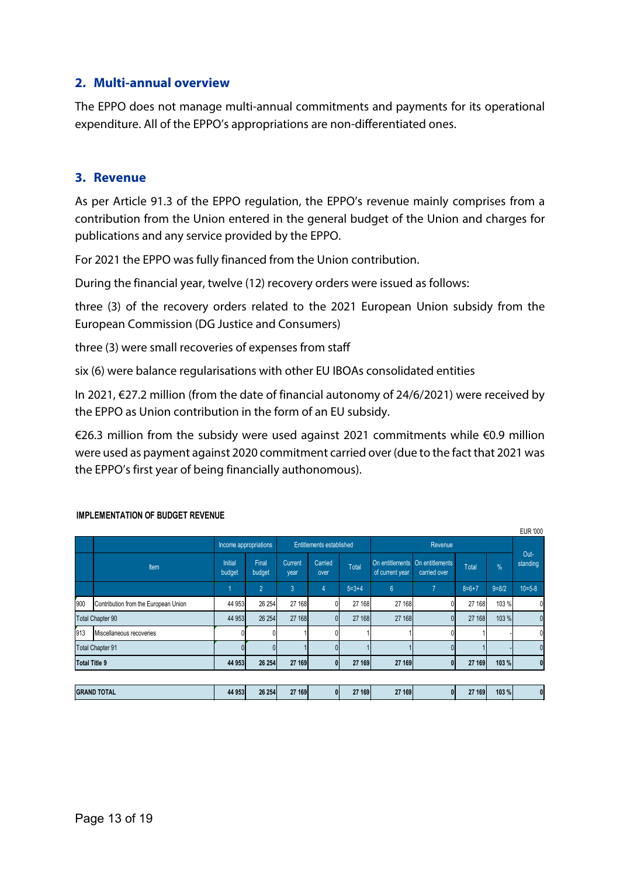## 2. Multi-annual overview

The EPPO does not manage multi-annual commitments and payments for its operational expenditure. All of the EPPO's appropriations are non-differentiated ones.

## 3. Revenue

As per Article 91.3 of the EPPO regulation, the EPPO's revenue mainly comprises from a contribution from the Union entered in the general budget of the Union and charges for publications and any service provided by the EPPO.

For 2021 the EPPO was fully financed from the Union contribution.

During the financial year, twelve (12) recovery orders were issued as follows:

three (3) of the recovery orders related to the 2021 European Union subsidy from the European Commission (DG Justice and Consumers)

three (3) were small recoveries of expenses from staff

six (6) were balance regularisations with other EU IBOAs consolidated entities

In 2021, €27.2 million (from the date of financial autonomy of 24/6/2021) were received by the EPPO as Union contribution in the form of an EU subsidy.

€26.3 million from the subsidy were used against 2021 commitments while €0.9 million were used as payment against 2020 commitment carried over (due to the fact that 2021 was the EPPO's first year of being financially authonomous).

**IMPLEMENTATION OF BUDGET REVENUE**

EUR '000

| | Item | Income appropriations | | Entitlements established | | | Revenue | | | | Out-standing |
|---|---|---|---|---|---|---|---|---|---|---|---|
| | | Initial budget | Final budget | Current year | Carried over | Total | On entitlements of current year | On entitlements carried over | Total | % | |
| | | 1 | 2 | 3 | 4 | 5=3+4 | 6 | 7 | 8=6+7 | 9=8/2 | 10=5-8 |
| 900 | Contribution from the European Union | 44 953 | 26 254 | 27 168 | 0 | 27 168 | 27 168 | 0 | 27 168 | 103 % | 0 |
| Total Chapter 90 | | 44 953 | 26 254 | 27 168 | 0 | 27 168 | 27 168 | 0 | 27 168 | 103 % | 0 |
| 913 | Miscellaneous recoveries | 0 | 0 | 1 | 0 | 1 | 1 | 0 | 1 | - | 0 |
| Total Chapter 91 | | 0 | 0 | 1 | 0 | 1 | 1 | 0 | 1 | - | 0 |
| **Total Title 9** | | **44 953** | **26 254** | **27 169** | **0** | **27 169** | **27 169** | **0** | **27 169** | **103 %** | **0** |
| **GRAND TOTAL** | | **44 953** | **26 254** | **27 169** | **0** | **27 169** | **27 169** | **0** | **27 169** | **103 %** | **0** |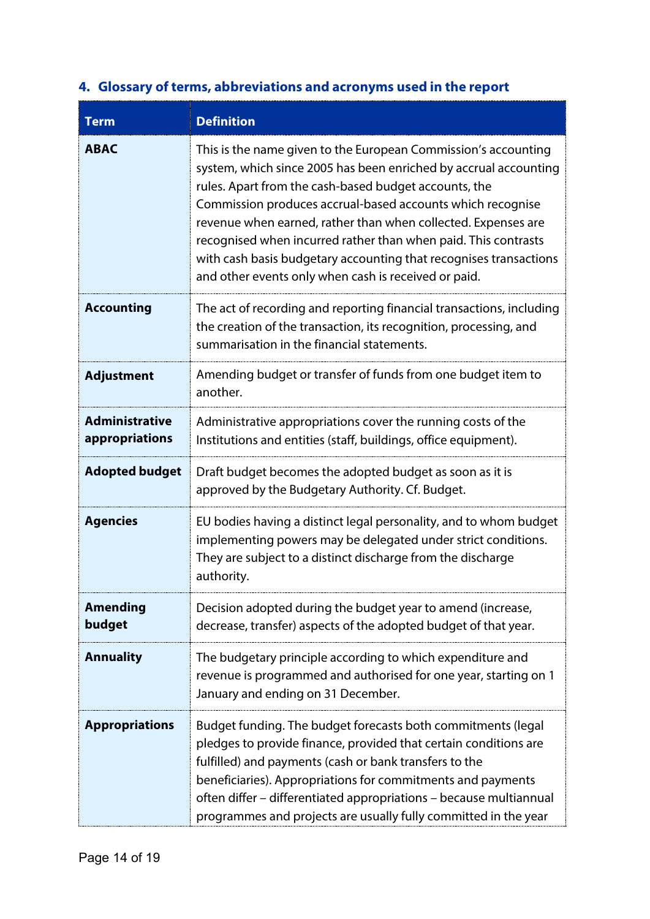## 4. Glossary of terms, abbreviations and acronyms used in the report

| Term | Definition |
| --- | --- |
| **ABAC** | This is the name given to the European Commission's accounting system, which since 2005 has been enriched by accrual accounting rules. Apart from the cash-based budget accounts, the Commission produces accrual-based accounts which recognise revenue when earned, rather than when collected. Expenses are recognised when incurred rather than when paid. This contrasts with cash basis budgetary accounting that recognises transactions and other events only when cash is received or paid. |
| **Accounting** | The act of recording and reporting financial transactions, including the creation of the transaction, its recognition, processing, and summarisation in the financial statements. |
| **Adjustment** | Amending budget or transfer of funds from one budget item to another. |
| **Administrative appropriations** | Administrative appropriations cover the running costs of the Institutions and entities (staff, buildings, office equipment). |
| **Adopted budget** | Draft budget becomes the adopted budget as soon as it is approved by the Budgetary Authority. Cf. Budget. |
| **Agencies** | EU bodies having a distinct legal personality, and to whom budget implementing powers may be delegated under strict conditions. They are subject to a distinct discharge from the discharge authority. |
| **Amending budget** | Decision adopted during the budget year to amend (increase, decrease, transfer) aspects of the adopted budget of that year. |
| **Annuality** | The budgetary principle according to which expenditure and revenue is programmed and authorised for one year, starting on 1 January and ending on 31 December. |
| **Appropriations** | Budget funding. The budget forecasts both commitments (legal pledges to provide finance, provided that certain conditions are fulfilled) and payments (cash or bank transfers to the beneficiaries). Appropriations for commitments and payments often differ – differentiated appropriations – because multiannual programmes and projects are usually fully committed in the year |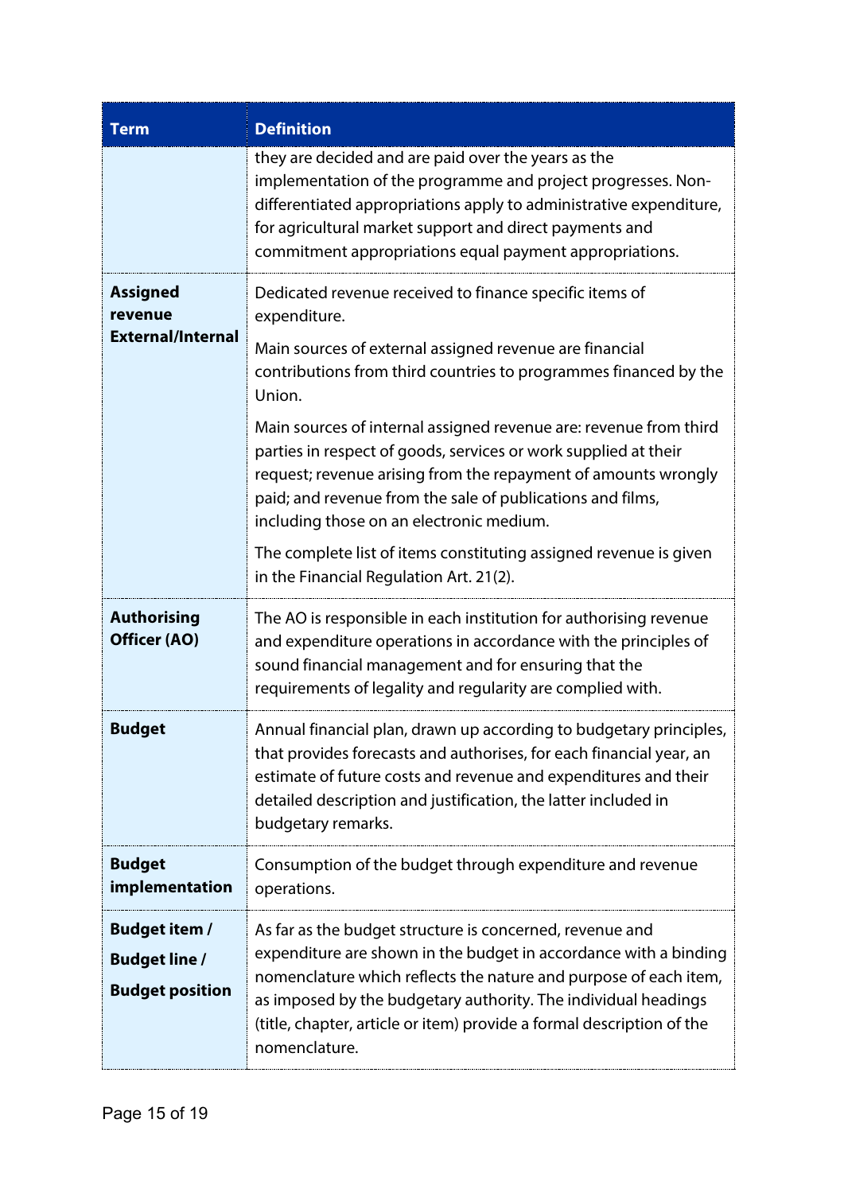| Term | Definition |
|---|---|
| | they are decided and are paid over the years as the implementation of the programme and project progresses. Non-differentiated appropriations apply to administrative expenditure, for agricultural market support and direct payments and commitment appropriations equal payment appropriations. |
| **Assigned revenue External/Internal** | Dedicated revenue received to finance specific items of expenditure.<br><br>Main sources of external assigned revenue are financial contributions from third countries to programmes financed by the Union.<br><br>Main sources of internal assigned revenue are: revenue from third parties in respect of goods, services or work supplied at their request; revenue arising from the repayment of amounts wrongly paid; and revenue from the sale of publications and films, including those on an electronic medium.<br><br>The complete list of items constituting assigned revenue is given in the Financial Regulation Art. 21(2). |
| **Authorising Officer (AO)** | The AO is responsible in each institution for authorising revenue and expenditure operations in accordance with the principles of sound financial management and for ensuring that the requirements of legality and regularity are complied with. |
| **Budget** | Annual financial plan, drawn up according to budgetary principles, that provides forecasts and authorises, for each financial year, an estimate of future costs and revenue and expenditures and their detailed description and justification, the latter included in budgetary remarks. |
| **Budget implementation** | Consumption of the budget through expenditure and revenue operations. |
| **Budget item / Budget line / Budget position** | As far as the budget structure is concerned, revenue and expenditure are shown in the budget in accordance with a binding nomenclature which reflects the nature and purpose of each item, as imposed by the budgetary authority. The individual headings (title, chapter, article or item) provide a formal description of the nomenclature. |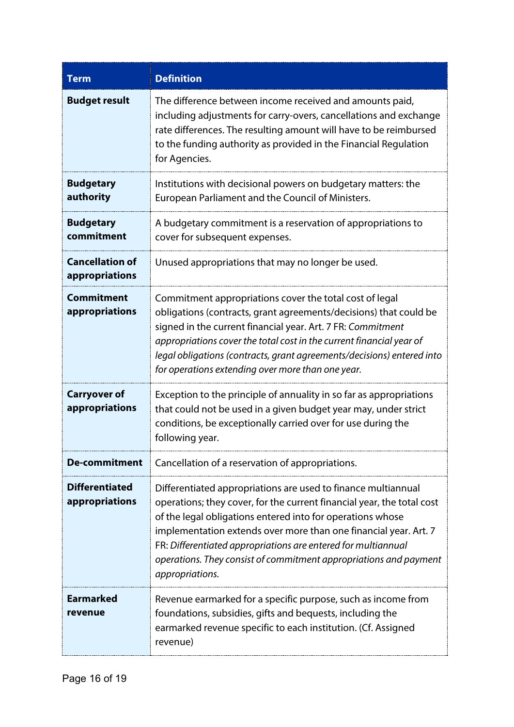| Term | Definition |
|---|---|
| **Budget result** | The difference between income received and amounts paid, including adjustments for carry-overs, cancellations and exchange rate differences. The resulting amount will have to be reimbursed to the funding authority as provided in the Financial Regulation for Agencies. |
| **Budgetary authority** | Institutions with decisional powers on budgetary matters: the European Parliament and the Council of Ministers. |
| **Budgetary commitment** | A budgetary commitment is a reservation of appropriations to cover for subsequent expenses. |
| **Cancellation of appropriations** | Unused appropriations that may no longer be used. |
| **Commitment appropriations** | Commitment appropriations cover the total cost of legal obligations (contracts, grant agreements/decisions) that could be signed in the current financial year. Art. 7 FR: *Commitment appropriations cover the total cost in the current financial year of legal obligations (contracts, grant agreements/decisions) entered into for operations extending over more than one year.* |
| **Carryover of appropriations** | Exception to the principle of annuality in so far as appropriations that could not be used in a given budget year may, under strict conditions, be exceptionally carried over for use during the following year. |
| **De-commitment** | Cancellation of a reservation of appropriations. |
| **Differentiated appropriations** | Differentiated appropriations are used to finance multiannual operations; they cover, for the current financial year, the total cost of the legal obligations entered into for operations whose implementation extends over more than one financial year. Art. 7 FR: *Differentiated appropriations are entered for multiannual operations. They consist of commitment appropriations and payment appropriations.* |
| **Earmarked revenue** | Revenue earmarked for a specific purpose, such as income from foundations, subsidies, gifts and bequests, including the earmarked revenue specific to each institution. (Cf. Assigned revenue) |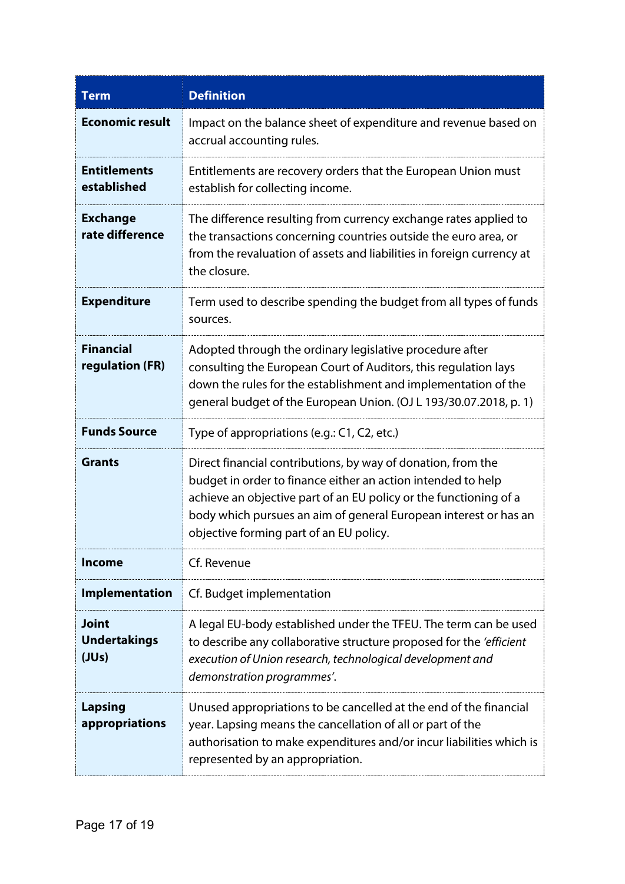| Term | Definition |
| --- | --- |
| **Economic result** | Impact on the balance sheet of expenditure and revenue based on accrual accounting rules. |
| **Entitlements established** | Entitlements are recovery orders that the European Union must establish for collecting income. |
| **Exchange rate difference** | The difference resulting from currency exchange rates applied to the transactions concerning countries outside the euro area, or from the revaluation of assets and liabilities in foreign currency at the closure. |
| **Expenditure** | Term used to describe spending the budget from all types of funds sources. |
| **Financial regulation (FR)** | Adopted through the ordinary legislative procedure after consulting the European Court of Auditors, this regulation lays down the rules for the establishment and implementation of the general budget of the European Union. (OJ L 193/30.07.2018, p. 1) |
| **Funds Source** | Type of appropriations (e.g.: C1, C2, etc.) |
| **Grants** | Direct financial contributions, by way of donation, from the budget in order to finance either an action intended to help achieve an objective part of an EU policy or the functioning of a body which pursues an aim of general European interest or has an objective forming part of an EU policy. |
| **Income** | Cf. Revenue |
| **Implementation** | Cf. Budget implementation |
| **Joint Undertakings (JUs)** | A legal EU-body established under the TFEU. The term can be used to describe any collaborative structure proposed for the *'efficient execution of Union research, technological development and demonstration programmes'*. |
| **Lapsing appropriations** | Unused appropriations to be cancelled at the end of the financial year. Lapsing means the cancellation of all or part of the authorisation to make expenditures and/or incur liabilities which is represented by an appropriation. |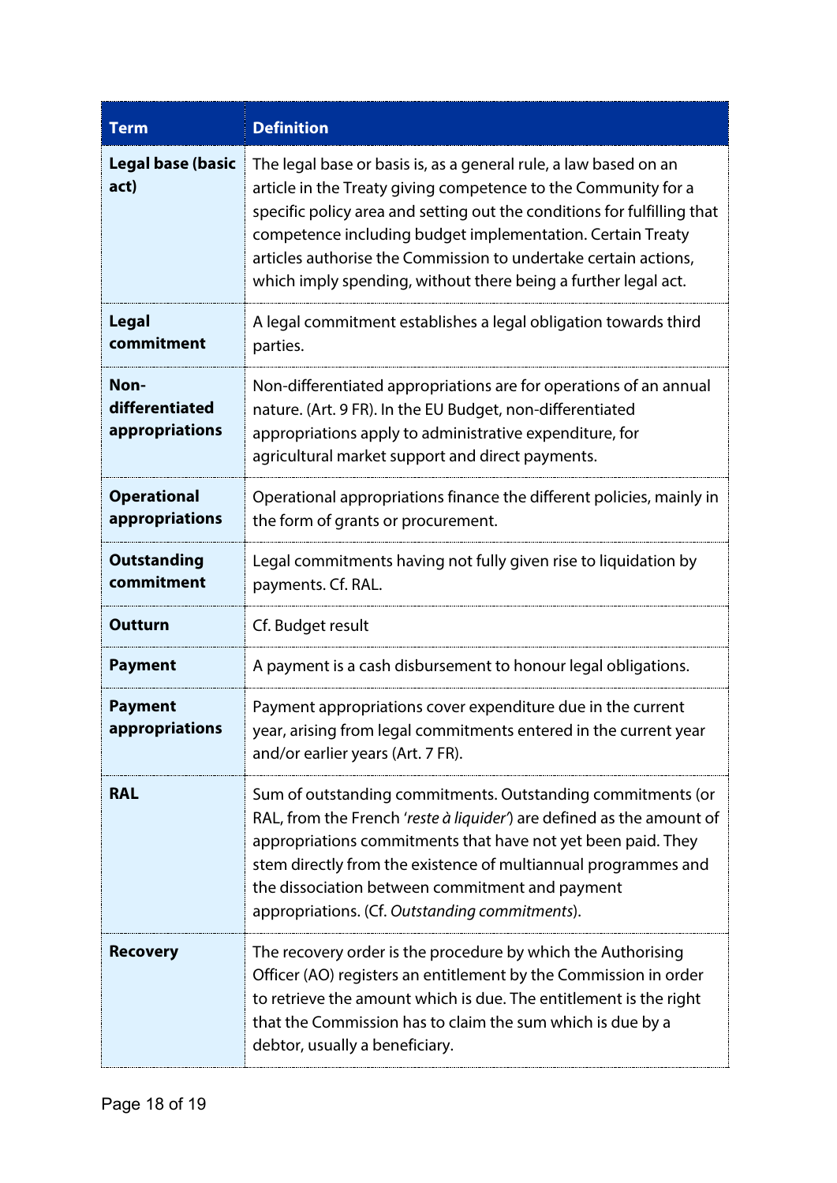| Term | Definition |
|---|---|
| **Legal base (basic act)** | The legal base or basis is, as a general rule, a law based on an article in the Treaty giving competence to the Community for a specific policy area and setting out the conditions for fulfilling that competence including budget implementation. Certain Treaty articles authorise the Commission to undertake certain actions, which imply spending, without there being a further legal act. |
| **Legal commitment** | A legal commitment establishes a legal obligation towards third parties. |
| **Non-differentiated appropriations** | Non-differentiated appropriations are for operations of an annual nature. (Art. 9 FR). In the EU Budget, non-differentiated appropriations apply to administrative expenditure, for agricultural market support and direct payments. |
| **Operational appropriations** | Operational appropriations finance the different policies, mainly in the form of grants or procurement. |
| **Outstanding commitment** | Legal commitments having not fully given rise to liquidation by payments. Cf. RAL. |
| **Outturn** | Cf. Budget result |
| **Payment** | A payment is a cash disbursement to honour legal obligations. |
| **Payment appropriations** | Payment appropriations cover expenditure due in the current year, arising from legal commitments entered in the current year and/or earlier years (Art. 7 FR). |
| **RAL** | Sum of outstanding commitments. Outstanding commitments (or RAL, from the French '*reste à liquider*') are defined as the amount of appropriations commitments that have not yet been paid. They stem directly from the existence of multiannual programmes and the dissociation between commitment and payment appropriations. (Cf. *Outstanding commitments*). |
| **Recovery** | The recovery order is the procedure by which the Authorising Officer (AO) registers an entitlement by the Commission in order to retrieve the amount which is due. The entitlement is the right that the Commission has to claim the sum which is due by a debtor, usually a beneficiary. |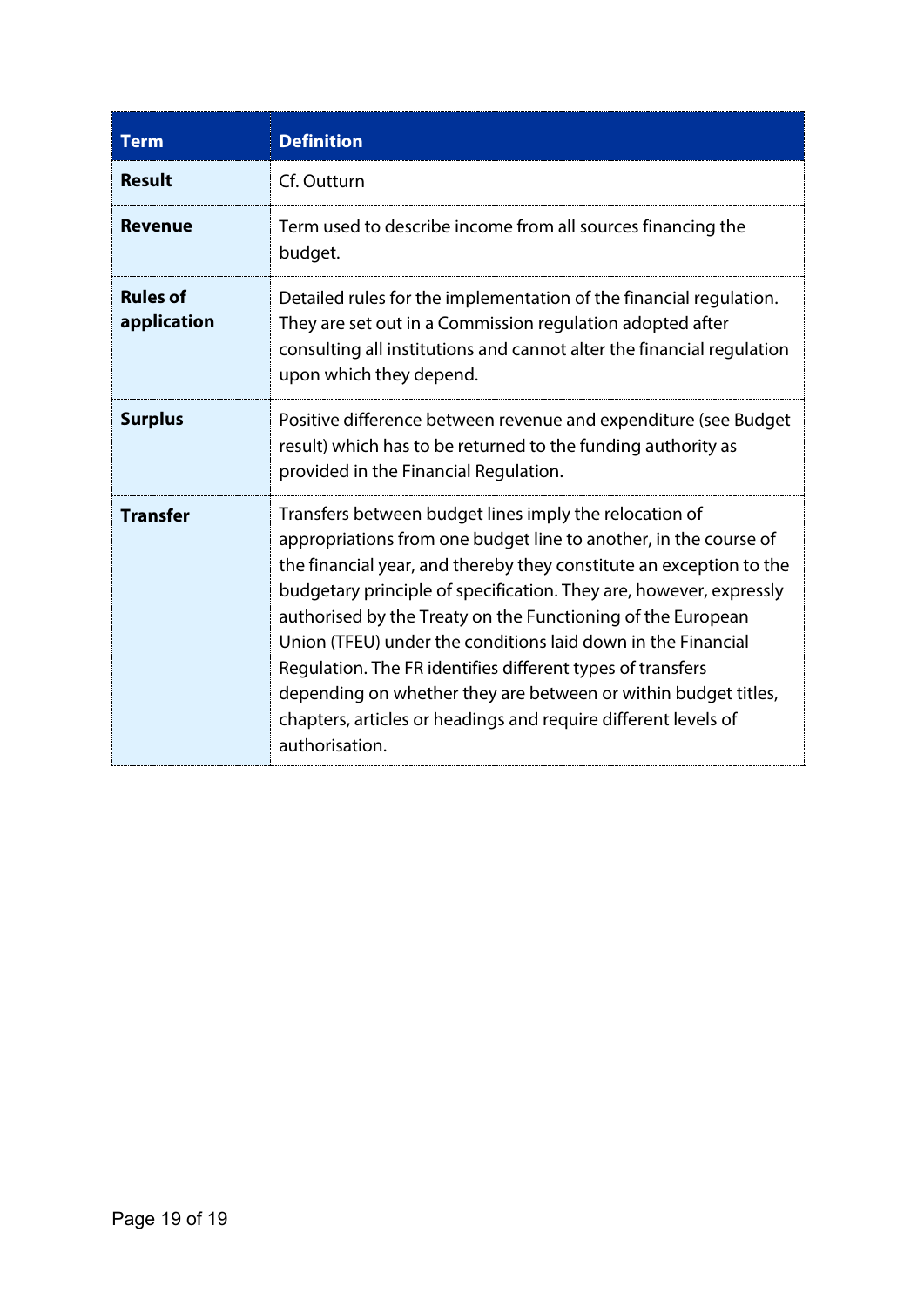| Term | Definition |
|---|---|
| **Result** | Cf. Outturn |
| **Revenue** | Term used to describe income from all sources financing the budget. |
| **Rules of application** | Detailed rules for the implementation of the financial regulation. They are set out in a Commission regulation adopted after consulting all institutions and cannot alter the financial regulation upon which they depend. |
| **Surplus** | Positive difference between revenue and expenditure (see Budget result) which has to be returned to the funding authority as provided in the Financial Regulation. |
| **Transfer** | Transfers between budget lines imply the relocation of appropriations from one budget line to another, in the course of the financial year, and thereby they constitute an exception to the budgetary principle of specification. They are, however, expressly authorised by the Treaty on the Functioning of the European Union (TFEU) under the conditions laid down in the Financial Regulation. The FR identifies different types of transfers depending on whether they are between or within budget titles, chapters, articles or headings and require different levels of authorisation. |